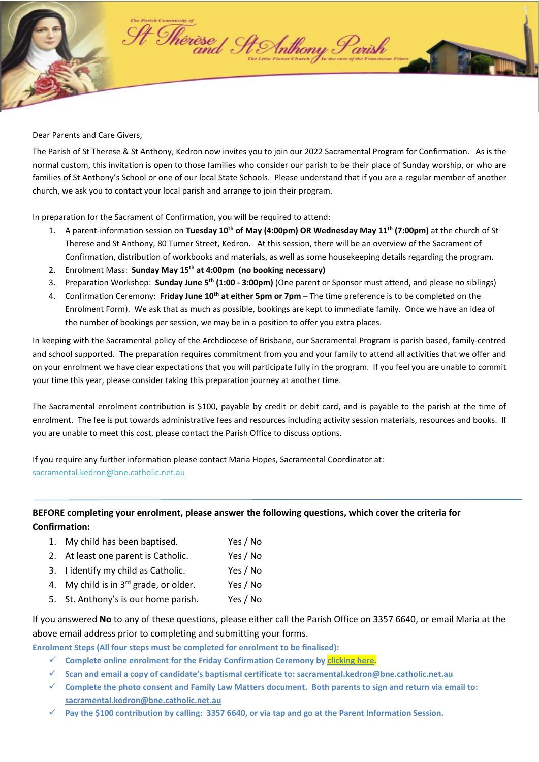The Parish Community of

# St Thérèse and St Anthony Parish

The Little Flower Church / In the care of the Franciscan Friars

Dear Parents and Care Givers,

The Parish of St Therese & St Anthony, Kedron now invites you to join our 2022 Sacramental Program for Confirmation. As is the normal custom, this invitation is open to those families who consider our parish to be their place of Sunday worship, or who are families of St Anthony's School or one of our local State Schools. Please understand that if you are a regular member of another church, we ask you to contact your local parish and arrange to join their program.

In preparation for the Sacrament of Confirmation, you will be required to attend:

1. A parent-information session on **Tuesday 10th of May (4:00pm) OR Wednesday May 11th (7:00pm)** at the church of St Therese and St Anthony, 80 Turner Street, Kedron. At this session, there will be an overview of the Sacrament of Confirmation, distribution of workbooks and materials, as well as some housekeeping details regarding the program.
2. Enrolment Mass: **Sunday May 15th at 4:00pm (no booking necessary)**
3. Preparation Workshop: **Sunday June 5th (1:00 - 3:00pm)** (One parent or Sponsor must attend, and please no siblings)
4. Confirmation Ceremony: **Friday June 10th at either 5pm or 7pm** – The time preference is to be completed on the Enrolment Form). We ask that as much as possible, bookings are kept to immediate family. Once we have an idea of the number of bookings per session, we may be in a position to offer you extra places.

In keeping with the Sacramental policy of the Archdiocese of Brisbane, our Sacramental Program is parish based, family-centred and school supported. The preparation requires commitment from you and your family to attend all activities that we offer and on your enrolment we have clear expectations that you will participate fully in the program. If you feel you are unable to commit your time this year, please consider taking this preparation journey at another time.

The Sacramental enrolment contribution is $100, payable by credit or debit card, and is payable to the parish at the time of enrolment. The fee is put towards administrative fees and resources including activity session materials, resources and books. If you are unable to meet this cost, please contact the Parish Office to discuss options.

If you require any further information please contact Maria Hopes, Sacramental Coordinator at:
sacramental.kedron@bne.catholic.net.au

---

**BEFORE completing your enrolment, please answer the following questions, which cover the criteria for Confirmation:**

1. My child has been baptised. Yes / No
2. At least one parent is Catholic. Yes / No
3. I identify my child as Catholic. Yes / No
4. My child is in 3rd grade, or older. Yes / No
5. St. Anthony's is our home parish. Yes / No

If you answered **No** to any of these questions, please either call the Parish Office on 3357 6640, or email Maria at the above email address prior to completing and submitting your forms.

**Enrolment Steps (All four steps must be completed for enrolment to be finalised):**

- ✓ **Complete online enrolment for the Friday Confirmation Ceremony by clicking here.**
- ✓ **Scan and email a copy of candidate's baptismal certificate to: sacramental.kedron@bne.catholic.net.au**
- ✓ **Complete the photo consent and Family Law Matters document. Both parents to sign and return via email to: sacramental.kedron@bne.catholic.net.au**
- ✓ **Pay the $100 contribution by calling: 3357 6640, or via tap and go at the Parent Information Session.**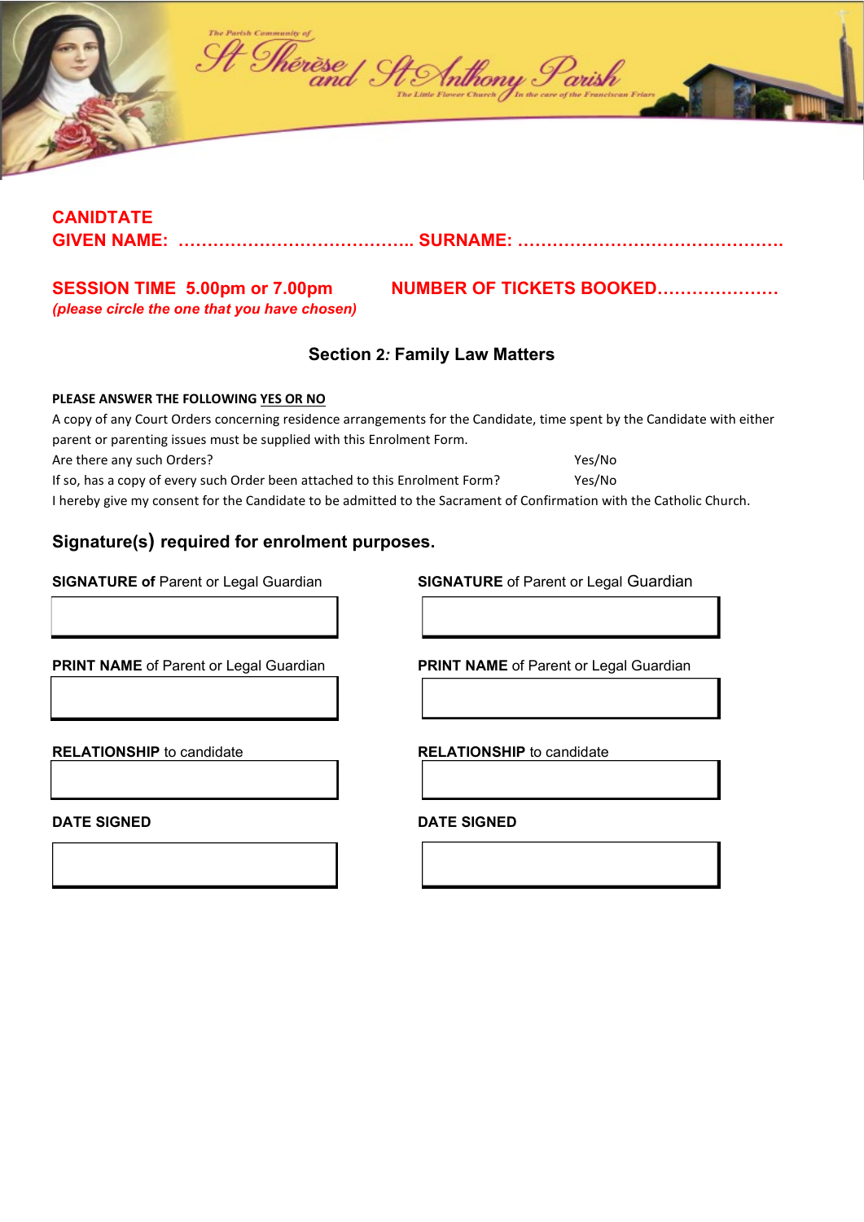**CANIDTATE**
**GIVEN NAME: ………………………………….. SURNAME: ……………………………………….**

**SESSION TIME 5.00pm or 7.00pm** **NUMBER OF TICKETS BOOKED…………………**

***(please circle the one that you have chosen)***

### Section 2*:* Family Law Matters

**PLEASE ANSWER THE FOLLOWING YES OR NO**

A copy of any Court Orders concerning residence arrangements for the Candidate, time spent by the Candidate with either parent or parenting issues must be supplied with this Enrolment Form.

Are there any such Orders? Yes/No

If so, has a copy of every such Order been attached to this Enrolment Form? Yes/No

I hereby give my consent for the Candidate to be admitted to the Sacrament of Confirmation with the Catholic Church.

### Signature(s) required for enrolment purposes.

| **SIGNATURE of** Parent or Legal Guardian | **SIGNATURE** of Parent or Legal Guardian |
|---|---|
| | |
| **PRINT NAME** of Parent or Legal Guardian | **PRINT NAME** of Parent or Legal Guardian |
| | |
| **RELATIONSHIP** to candidate | **RELATIONSHIP** to candidate |
| | |
| **DATE SIGNED** | **DATE SIGNED** |
| | |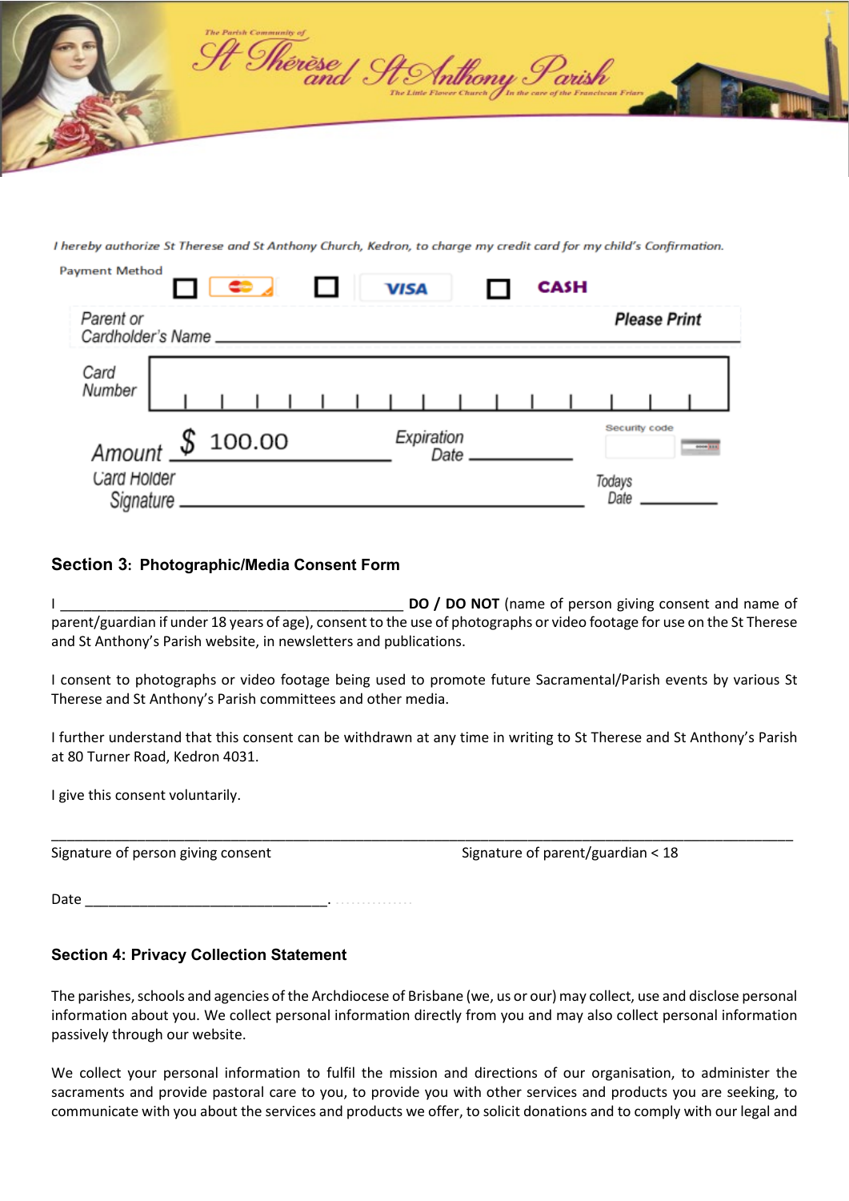The Parish Community of St Thérèse and St Anthony Parish

The Little Flower Church / In the care of the Franciscan Friars

*I hereby authorize St Therese and St Anthony Church, Kedron, to charge my credit card for my child's Confirmation.*

Payment Method ☐ MasterCard ☐ VISA ☐ CASH

Parent or Cardholder's Name ______________________________ **Please Print**

Card Number | | | | | | | | | | | | | | | |

Amount $ 100.00 Expiration Date ____________ Security code ______

Card Holder Signature ______________________________ Todays Date ________

## Section 3: Photographic/Media Consent Form

I _____________________________________________ **DO / DO NOT** (name of person giving consent and name of parent/guardian if under 18 years of age), consent to the use of photographs or video footage for use on the St Therese and St Anthony's Parish website, in newsletters and publications.

I consent to photographs or video footage being used to promote future Sacramental/Parish events by various St Therese and St Anthony's Parish committees and other media.

I further understand that this consent can be withdrawn at any time in writing to St Therese and St Anthony's Parish at 80 Turner Road, Kedron 4031.

I give this consent voluntarily.

______________________________________________________________________________

Signature of person giving consent Signature of parent/guardian < 18

Date ________________________________. ...............

## Section 4: Privacy Collection Statement

The parishes, schools and agencies of the Archdiocese of Brisbane (we, us or our) may collect, use and disclose personal information about you. We collect personal information directly from you and may also collect personal information passively through our website.

We collect your personal information to fulfil the mission and directions of our organisation, to administer the sacraments and provide pastoral care to you, to provide you with other services and products you are seeking, to communicate with you about the services and products we offer, to solicit donations and to comply with our legal and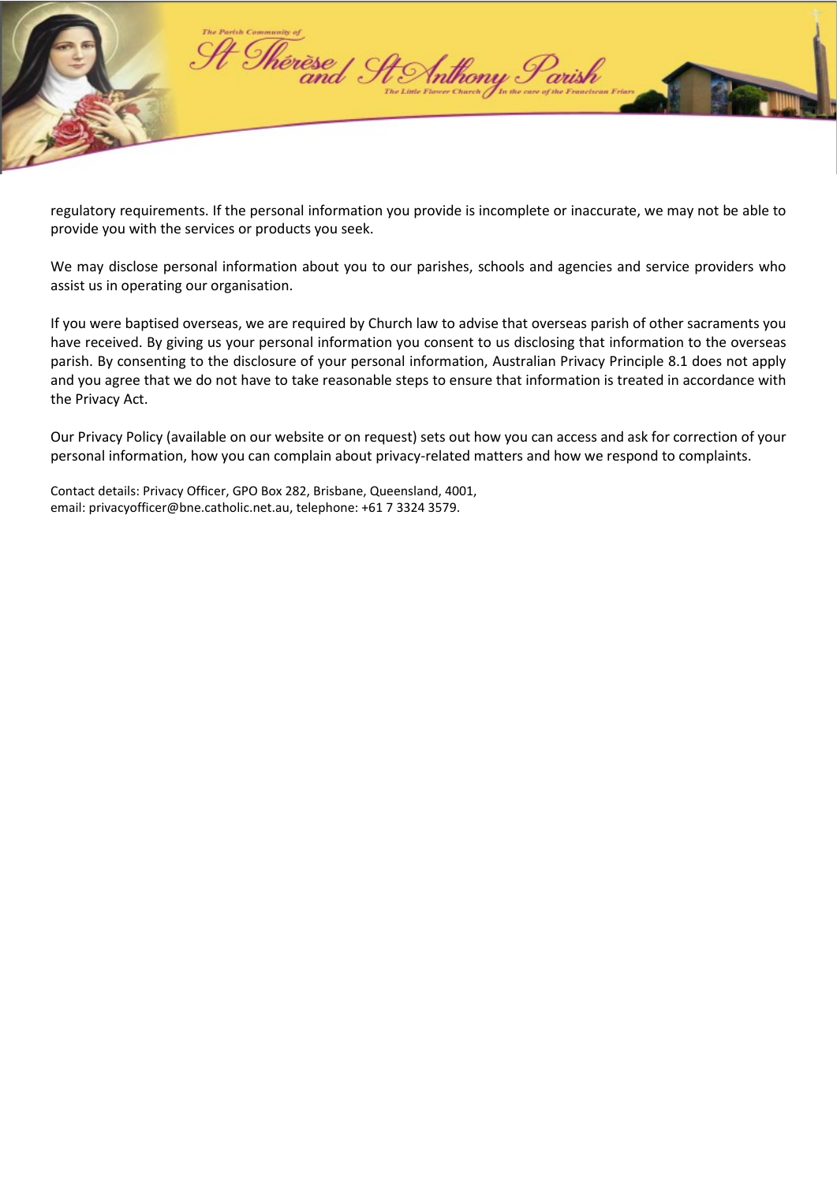regulatory requirements. If the personal information you provide is incomplete or inaccurate, we may not be able to provide you with the services or products you seek.

We may disclose personal information about you to our parishes, schools and agencies and service providers who assist us in operating our organisation.

If you were baptised overseas, we are required by Church law to advise that overseas parish of other sacraments you have received. By giving us your personal information you consent to us disclosing that information to the overseas parish. By consenting to the disclosure of your personal information, Australian Privacy Principle 8.1 does not apply and you agree that we do not have to take reasonable steps to ensure that information is treated in accordance with the Privacy Act.

Our Privacy Policy (available on our website or on request) sets out how you can access and ask for correction of your personal information, how you can complain about privacy-related matters and how we respond to complaints.

Contact details: Privacy Officer, GPO Box 282, Brisbane, Queensland, 4001,
email: privacyofficer@bne.catholic.net.au, telephone: +61 7 3324 3579.